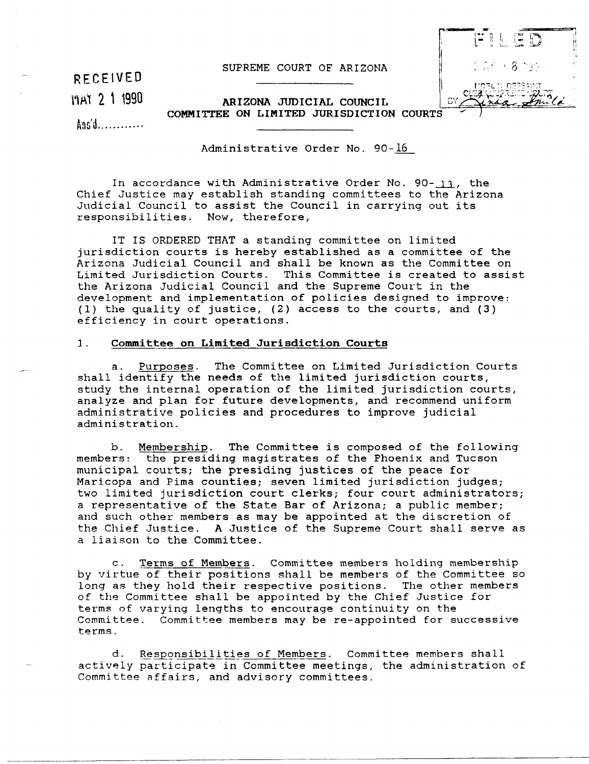RECEIVED

MAY 21 1990

Ans'd............

FILED

MAY 18 1990

NOEL K. DESSAINT
CLERK SUPREME COURT
BY Linda Smith

SUPREME COURT OF ARIZONA

**ARIZONA JUDICIAL COUNCIL**
**COMMITTEE ON LIMITED JURISDICTION COURTS**

Administrative Order No. 90-16

In accordance with Administrative Order No. 90-13, the Chief Justice may establish standing committees to the Arizona Judicial Council to assist the Council in carrying out its responsibilities. Now, therefore,

IT IS ORDERED THAT a standing committee on limited jurisdiction courts is hereby established as a committee of the Arizona Judicial Council and shall be known as the Committee on Limited Jurisdiction Courts. This Committee is created to assist the Arizona Judicial Council and the Supreme Court in the development and implementation of policies designed to improve: (1) the quality of justice, (2) access to the courts, and (3) efficiency in court operations.

1. **Committee on Limited Jurisdiction Courts**

a. Purposes. The Committee on Limited Jurisdiction Courts shall identify the needs of the limited jurisdiction courts, study the internal operation of the limited jurisdiction courts, analyze and plan for future developments, and recommend uniform administrative policies and procedures to improve judicial administration.

b. Membership. The Committee is composed of the following members: the presiding magistrates of the Phoenix and Tucson municipal courts; the presiding justices of the peace for Maricopa and Pima counties; seven limited jurisdiction judges; two limited jurisdiction court clerks; four court administrators; a representative of the State Bar of Arizona; a public member; and such other members as may be appointed at the discretion of the Chief Justice. A Justice of the Supreme Court shall serve as a liaison to the Committee.

c. Terms of Members. Committee members holding membership by virtue of their positions shall be members of the Committee so long as they hold their respective positions. The other members of the Committee shall be appointed by the Chief Justice for terms of varying lengths to encourage continuity on the Committee. Committee members may be re-appointed for successive terms.

d. Responsibilities of Members. Committee members shall actively participate in Committee meetings, the administration of Committee affairs, and advisory committees.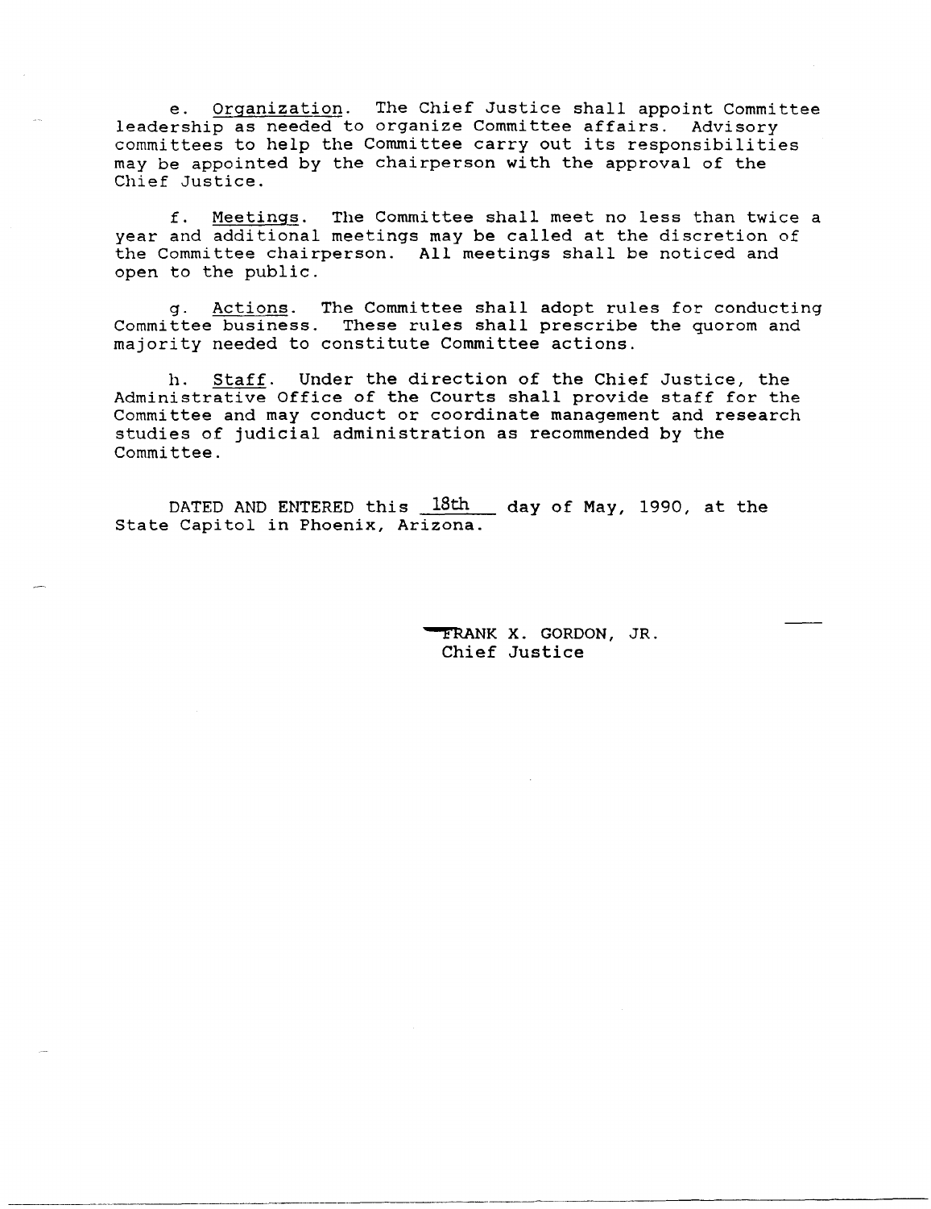e. Organization. The Chief Justice shall appoint Committee leadership as needed to organize Committee affairs. Advisory committees to help the Committee carry out its responsibilities may be appointed by the chairperson with the approval of the Chief Justice.

f. Meetings. The Committee shall meet no less than twice a year and additional meetings may be called at the discretion of the Committee chairperson. All meetings shall be noticed and open to the public.

g. Actions. The Committee shall adopt rules for conducting Committee business. These rules shall prescribe the quorom and majority needed to constitute Committee actions.

h. Staff. Under the direction of the Chief Justice, the Administrative Office of the Courts shall provide staff for the Committee and may conduct or coordinate management and research studies of judicial administration as recommended by the Committee.

DATED AND ENTERED this 18th day of May, 1990, at the State Capitol in Phoenix, Arizona.

FRANK X. GORDON, JR.
Chief Justice